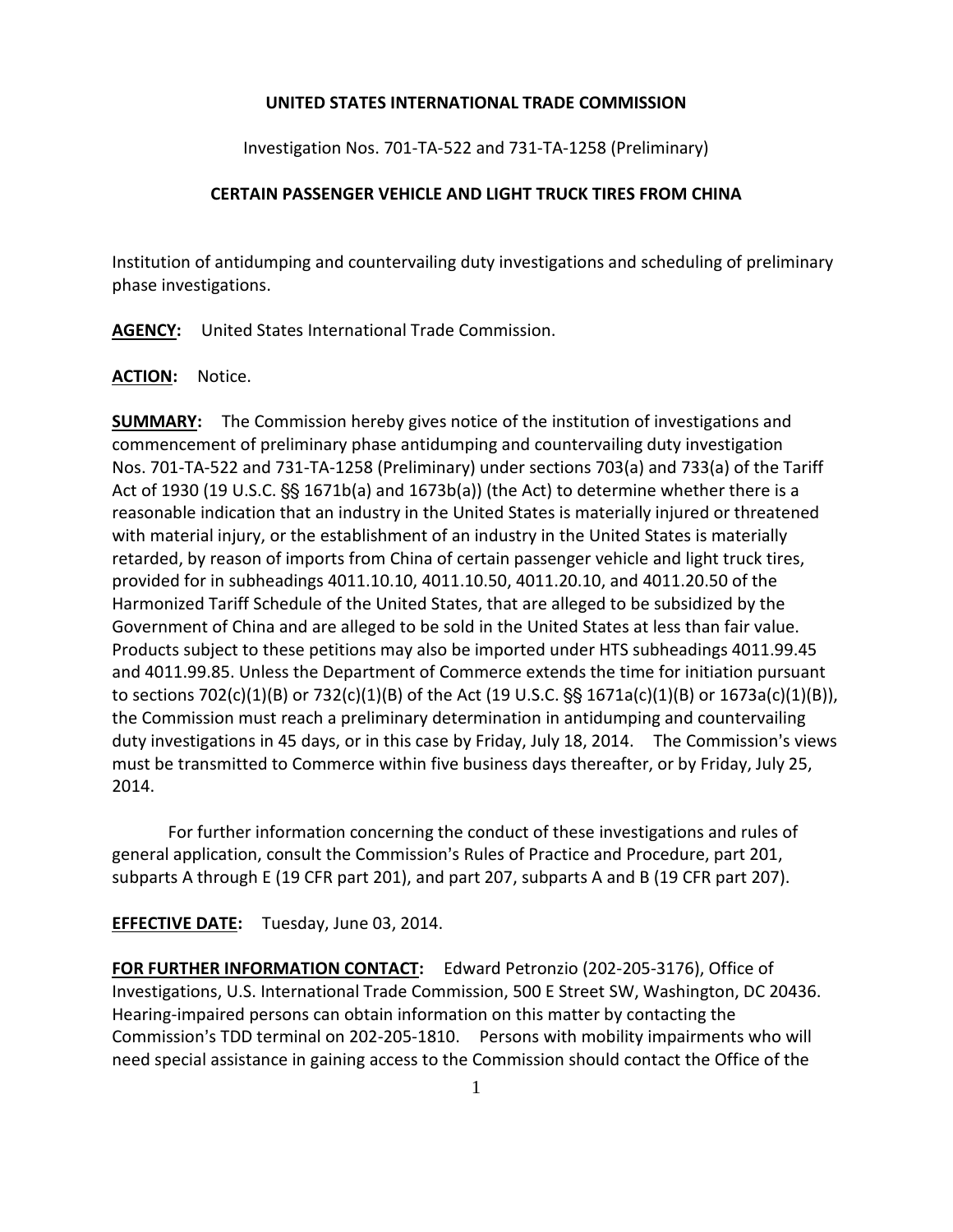**UNITED STATES INTERNATIONAL TRADE COMMISSION**

Investigation Nos. 701-TA-522 and 731-TA-1258 (Preliminary)

**CERTAIN PASSENGER VEHICLE AND LIGHT TRUCK TIRES FROM CHINA**

Institution of antidumping and countervailing duty investigations and scheduling of preliminary phase investigations.

**AGENCY:** United States International Trade Commission.

**ACTION:** Notice.

**SUMMARY:** The Commission hereby gives notice of the institution of investigations and commencement of preliminary phase antidumping and countervailing duty investigation Nos. 701-TA-522 and 731-TA-1258 (Preliminary) under sections 703(a) and 733(a) of the Tariff Act of 1930 (19 U.S.C. §§ 1671b(a) and 1673b(a)) (the Act) to determine whether there is a reasonable indication that an industry in the United States is materially injured or threatened with material injury, or the establishment of an industry in the United States is materially retarded, by reason of imports from China of certain passenger vehicle and light truck tires, provided for in subheadings 4011.10.10, 4011.10.50, 4011.20.10, and 4011.20.50 of the Harmonized Tariff Schedule of the United States, that are alleged to be subsidized by the Government of China and are alleged to be sold in the United States at less than fair value. Products subject to these petitions may also be imported under HTS subheadings 4011.99.45 and 4011.99.85. Unless the Department of Commerce extends the time for initiation pursuant to sections 702(c)(1)(B) or 732(c)(1)(B) of the Act (19 U.S.C. §§ 1671a(c)(1)(B) or 1673a(c)(1)(B)), the Commission must reach a preliminary determination in antidumping and countervailing duty investigations in 45 days, or in this case by Friday, July 18, 2014. The Commission's views must be transmitted to Commerce within five business days thereafter, or by Friday, July 25, 2014.

For further information concerning the conduct of these investigations and rules of general application, consult the Commission's Rules of Practice and Procedure, part 201, subparts A through E (19 CFR part 201), and part 207, subparts A and B (19 CFR part 207).

**EFFECTIVE DATE:** Tuesday, June 03, 2014.

**FOR FURTHER INFORMATION CONTACT:** Edward Petronzio (202-205-3176), Office of Investigations, U.S. International Trade Commission, 500 E Street SW, Washington, DC 20436. Hearing-impaired persons can obtain information on this matter by contacting the Commission's TDD terminal on 202-205-1810. Persons with mobility impairments who will need special assistance in gaining access to the Commission should contact the Office of the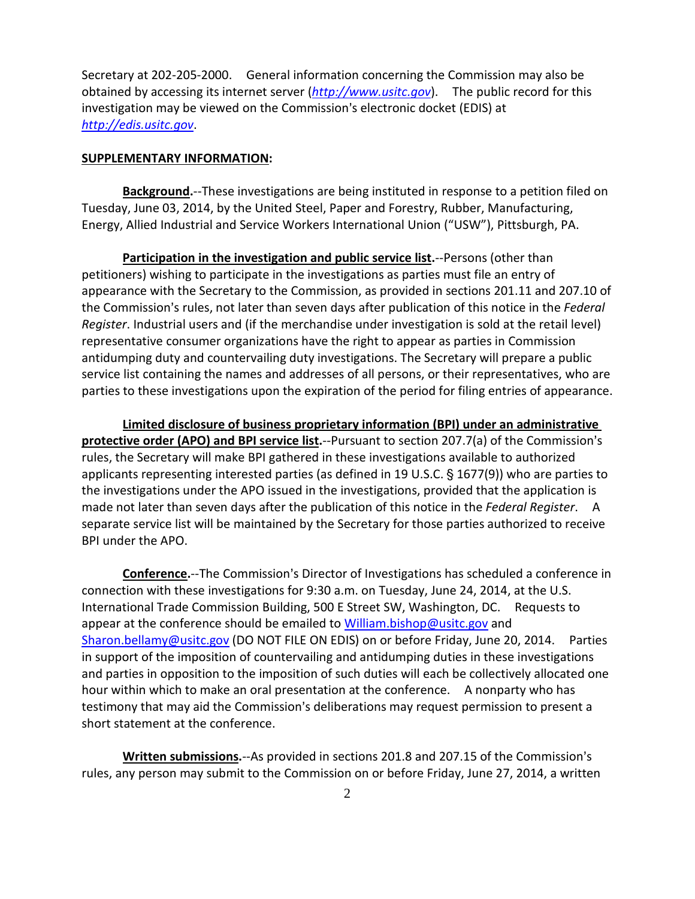Secretary at 202-205-2000. General information concerning the Commission may also be obtained by accessing its internet server (*http://www.usitc.gov*). The public record for this investigation may be viewed on the Commission's electronic docket (EDIS) at *http://edis.usitc.gov*.

**SUPPLEMENTARY INFORMATION:**

**Background.**--These investigations are being instituted in response to a petition filed on Tuesday, June 03, 2014, by the United Steel, Paper and Forestry, Rubber, Manufacturing, Energy, Allied Industrial and Service Workers International Union ("USW"), Pittsburgh, PA.

**Participation in the investigation and public service list.**--Persons (other than petitioners) wishing to participate in the investigations as parties must file an entry of appearance with the Secretary to the Commission, as provided in sections 201.11 and 207.10 of the Commission's rules, not later than seven days after publication of this notice in the *Federal Register*. Industrial users and (if the merchandise under investigation is sold at the retail level) representative consumer organizations have the right to appear as parties in Commission antidumping duty and countervailing duty investigations. The Secretary will prepare a public service list containing the names and addresses of all persons, or their representatives, who are parties to these investigations upon the expiration of the period for filing entries of appearance.

**Limited disclosure of business proprietary information (BPI) under an administrative protective order (APO) and BPI service list.**--Pursuant to section 207.7(a) of the Commission's rules, the Secretary will make BPI gathered in these investigations available to authorized applicants representing interested parties (as defined in 19 U.S.C. § 1677(9)) who are parties to the investigations under the APO issued in the investigations, provided that the application is made not later than seven days after the publication of this notice in the *Federal Register*. A separate service list will be maintained by the Secretary for those parties authorized to receive BPI under the APO.

**Conference.**--The Commission's Director of Investigations has scheduled a conference in connection with these investigations for 9:30 a.m. on Tuesday, June 24, 2014, at the U.S. International Trade Commission Building, 500 E Street SW, Washington, DC. Requests to appear at the conference should be emailed to William.bishop@usitc.gov and Sharon.bellamy@usitc.gov (DO NOT FILE ON EDIS) on or before Friday, June 20, 2014. Parties in support of the imposition of countervailing and antidumping duties in these investigations and parties in opposition to the imposition of such duties will each be collectively allocated one hour within which to make an oral presentation at the conference. A nonparty who has testimony that may aid the Commission's deliberations may request permission to present a short statement at the conference.

**Written submissions.**--As provided in sections 201.8 and 207.15 of the Commission's rules, any person may submit to the Commission on or before Friday, June 27, 2014, a written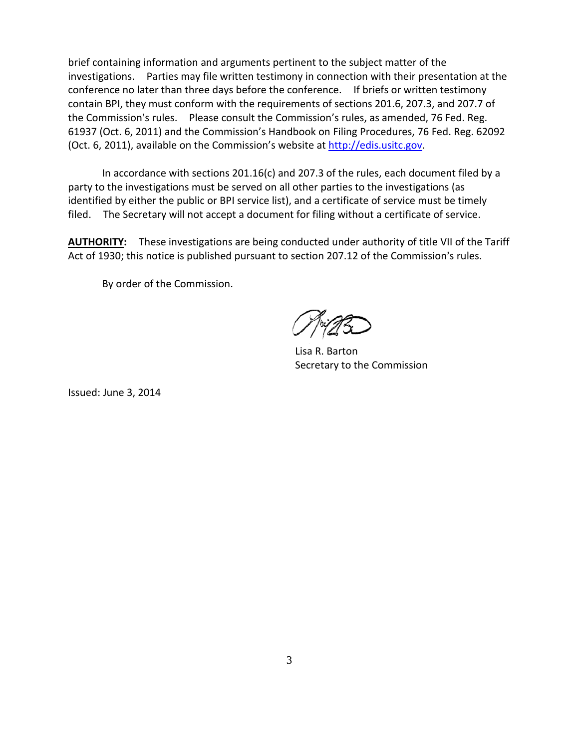brief containing information and arguments pertinent to the subject matter of the investigations. Parties may file written testimony in connection with their presentation at the conference no later than three days before the conference. If briefs or written testimony contain BPI, they must conform with the requirements of sections 201.6, 207.3, and 207.7 of the Commission's rules. Please consult the Commission's rules, as amended, 76 Fed. Reg. 61937 (Oct. 6, 2011) and the Commission's Handbook on Filing Procedures, 76 Fed. Reg. 62092 (Oct. 6, 2011), available on the Commission's website at [http://edis.usitc.gov](http://edis.usitc.gov).

In accordance with sections 201.16(c) and 207.3 of the rules, each document filed by a party to the investigations must be served on all other parties to the investigations (as identified by either the public or BPI service list), and a certificate of service must be timely filed. The Secretary will not accept a document for filing without a certificate of service.

**AUTHORITY:** These investigations are being conducted under authority of title VII of the Tariff Act of 1930; this notice is published pursuant to section 207.12 of the Commission's rules.

By order of the Commission.

Lisa R. Barton
Secretary to the Commission

Issued: June 3, 2014